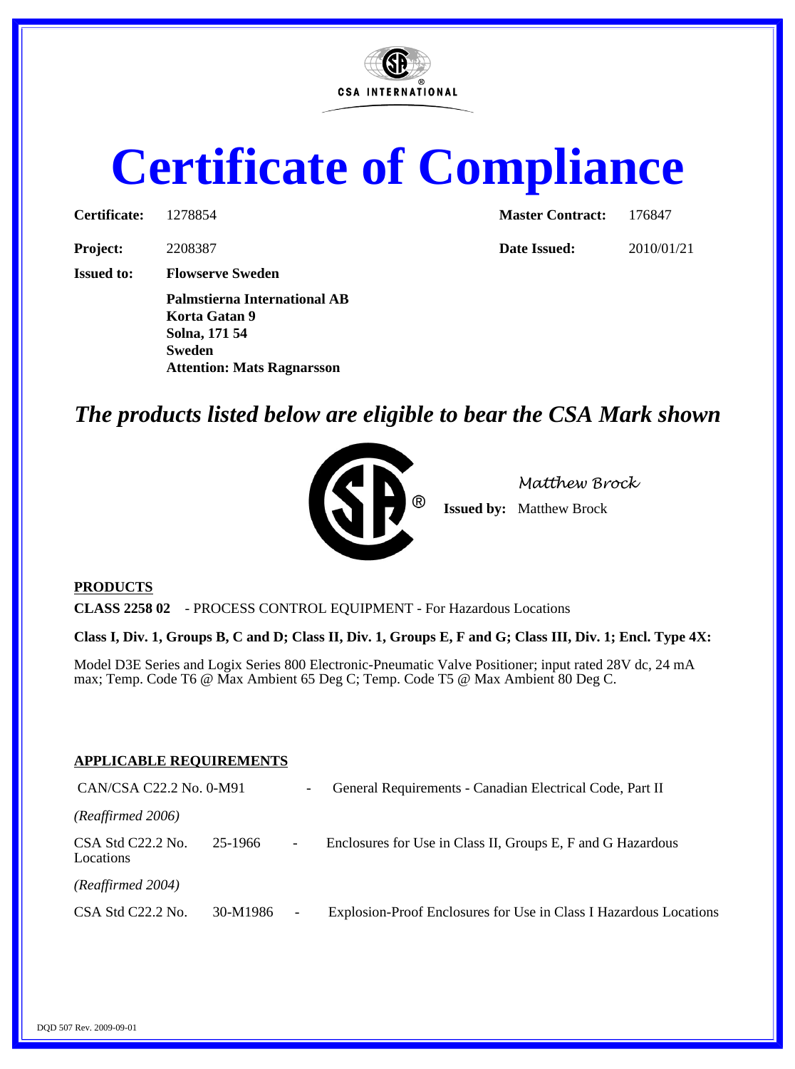CSA INTERNATIONAL

# Certificate of Compliance

| | | | |
|---|---|---|---|
| **Certificate:** | 1278854 | **Master Contract:** | 176847 |
| **Project:** | 2208387 | **Date Issued:** | 2010/01/21 |

**Issued to:** **Flowserve Sweden**

**Palmstierna International AB**
**Korta Gatan 9**
**Solna, 171 54**
**Sweden**
**Attention: Mats Ragnarsson**

## *The products listed below are eligible to bear the CSA Mark shown*

*Matthew Brock*

**Issued by:** Matthew Brock

**PRODUCTS**

**CLASS 2258 02** - PROCESS CONTROL EQUIPMENT - For Hazardous Locations

**Class I, Div. 1, Groups B, C and D; Class II, Div. 1, Groups E, F and G; Class III, Div. 1; Encl. Type 4X:**

Model D3E Series and Logix Series 800 Electronic-Pneumatic Valve Positioner; input rated 28V dc, 24 mA max; Temp. Code T6 @ Max Ambient 65 Deg C; Temp. Code T5 @ Max Ambient 80 Deg C.

**APPLICABLE REQUIREMENTS**

CAN/CSA C22.2 No. 0-M91 - General Requirements - Canadian Electrical Code, Part II

*(Reaffirmed 2006)*

CSA Std C22.2 No. 25-1966 - Enclosures for Use in Class II, Groups E, F and G Hazardous Locations

*(Reaffirmed 2004)*

CSA Std C22.2 No. 30-M1986 - Explosion-Proof Enclosures for Use in Class I Hazardous Locations

DQD 507 Rev. 2009-09-01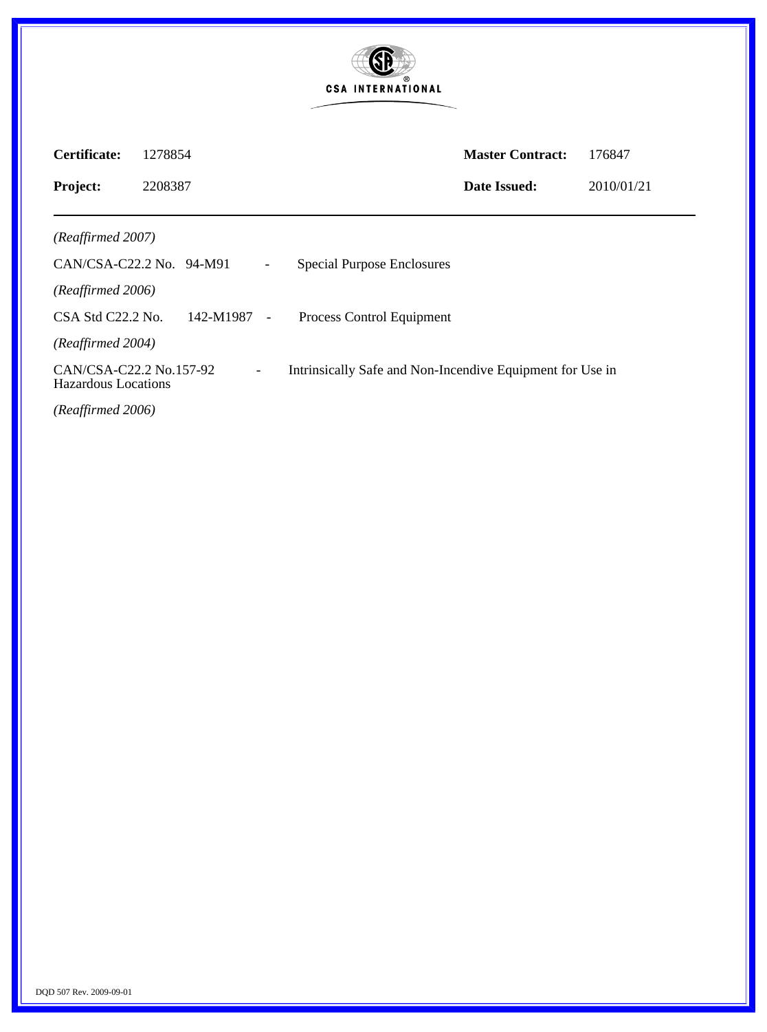**Certificate:** 1278854 **Master Contract:** 176847

**Project:** 2208387 **Date Issued:** 2010/01/21

---

*(Reaffirmed 2007)*

CAN/CSA-C22.2 No. 94-M91 - Special Purpose Enclosures

*(Reaffirmed 2006)*

CSA Std C22.2 No. 142-M1987 - Process Control Equipment

*(Reaffirmed 2004)*

CAN/CSA-C22.2 No.157-92 - Intrinsically Safe and Non-Incendive Equipment for Use in Hazardous Locations

*(Reaffirmed 2006)*